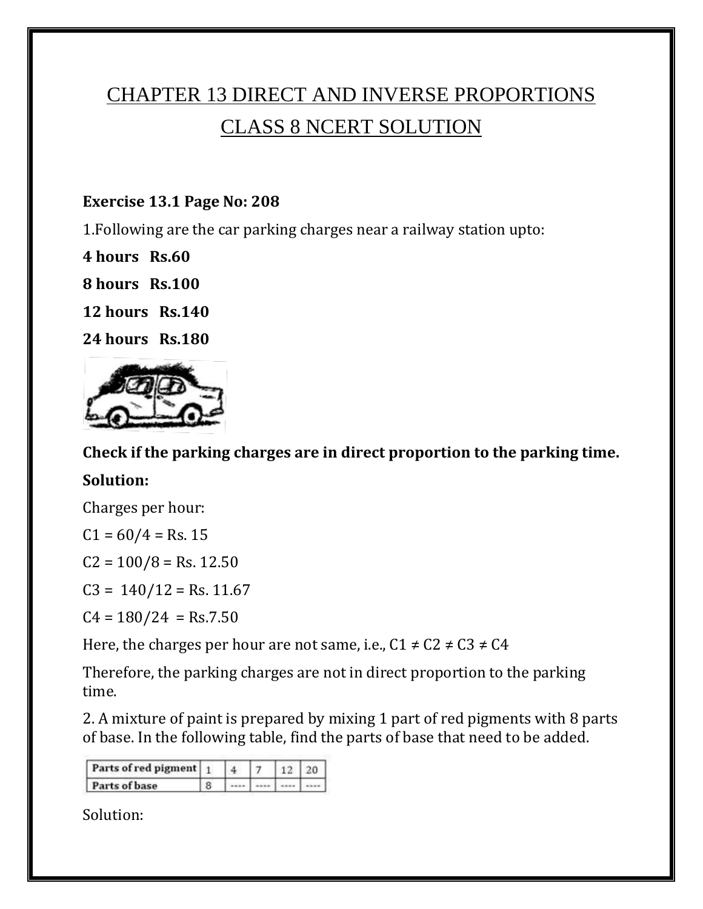# CHAPTER 13 DIRECT AND INVERSE PROPORTIONS
# CLASS 8 NCERT SOLUTION

**Exercise 13.1 Page No: 208**

1.Following are the car parking charges near a railway station upto:

**4 hours Rs.60**

**8 hours Rs.100**

**12 hours Rs.140**

**24 hours Rs.180**

**Check if the parking charges are in direct proportion to the parking time.**

**Solution:**

Charges per hour:

$C1 = 60/4 =$ Rs. 15

$C2 = 100/8 =$ Rs. 12.50

$C3 = 140/12 =$ Rs. 11.67

$C4 = 180/24 =$ Rs.7.50

Here, the charges per hour are not same, i.e., $C1 \neq C2 \neq C3 \neq C4$

Therefore, the parking charges are not in direct proportion to the parking time.

2. A mixture of paint is prepared by mixing 1 part of red pigments with 8 parts of base. In the following table, find the parts of base that need to be added.

| Parts of red pigment | 1 | 4 | 7 | 12 | 20 |
|---|---|---|---|---|---|
| Parts of base | 8 | ---- | ---- | ---- | ---- |

Solution: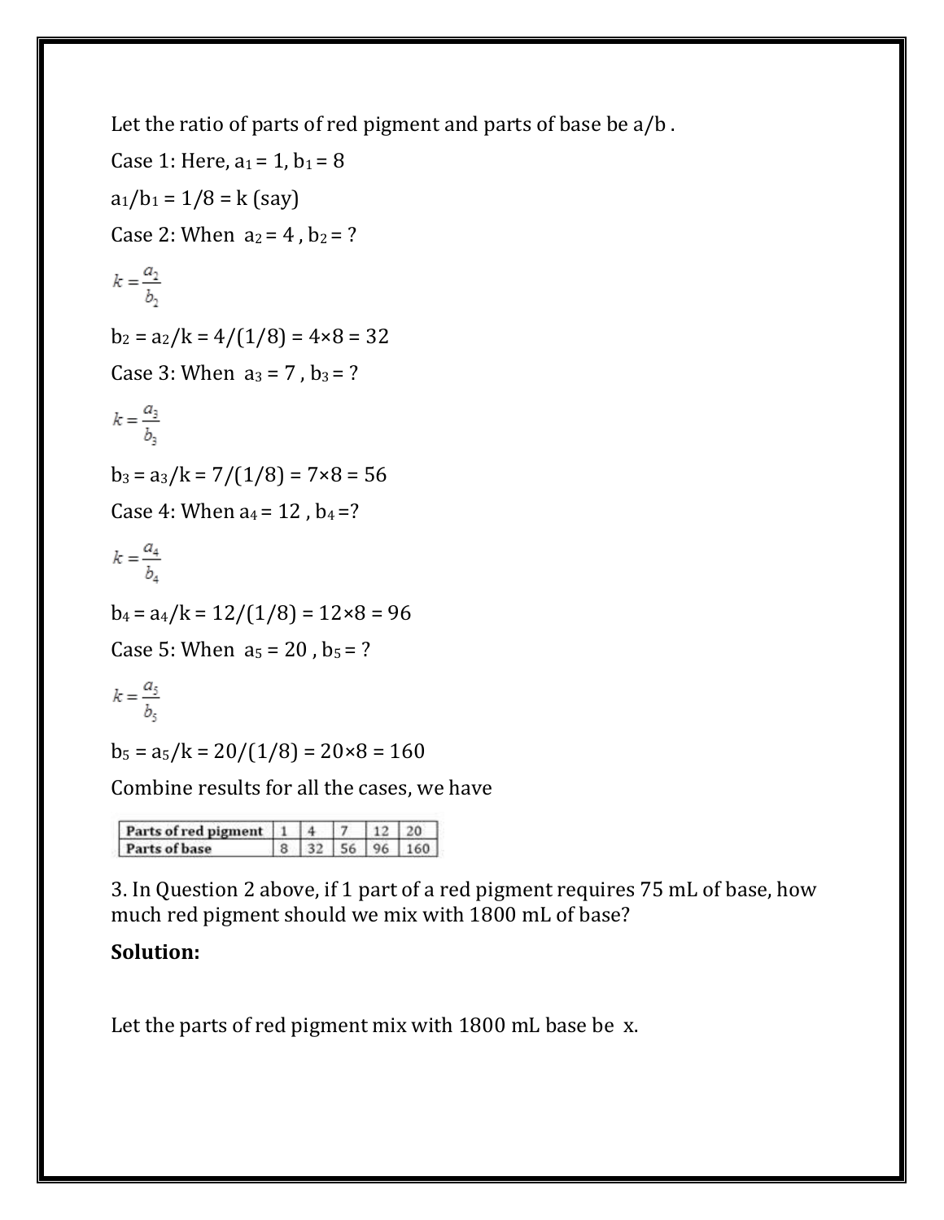Let the ratio of parts of red pigment and parts of base be a/b .

Case 1: Here, $a_1 = 1$, $b_1 = 8$

$a_1/b_1 = 1/8 = k$ (say)

Case 2: When $a_2 = 4$ , $b_2 = ?$

$$k = \frac{a_2}{b_2}$$

$b_2 = a_2/k = 4/(1/8) = 4 \times 8 = 32$

Case 3: When $a_3 = 7$ , $b_3 = ?$

$$k = \frac{a_3}{b_3}$$

$b_3 = a_3/k = 7/(1/8) = 7 \times 8 = 56$

Case 4: When $a_4 = 12$ , $b_4 = ?$

$$k = \frac{a_4}{b_4}$$

$b_4 = a_4/k = 12/(1/8) = 12 \times 8 = 96$

Case 5: When $a_5 = 20$ , $b_5 = ?$

$$k = \frac{a_5}{b_5}$$

$b_5 = a_5/k = 20/(1/8) = 20 \times 8 = 160$

Combine results for all the cases, we have

| Parts of red pigment | 1 | 4 | 7 | 12 | 20 |
|---|---|---|---|---|---|
| Parts of base | 8 | 32 | 56 | 96 | 160 |

3. In Question 2 above, if 1 part of a red pigment requires 75 mL of base, how much red pigment should we mix with 1800 mL of base?

**Solution:**

Let the parts of red pigment mix with 1800 mL base be x.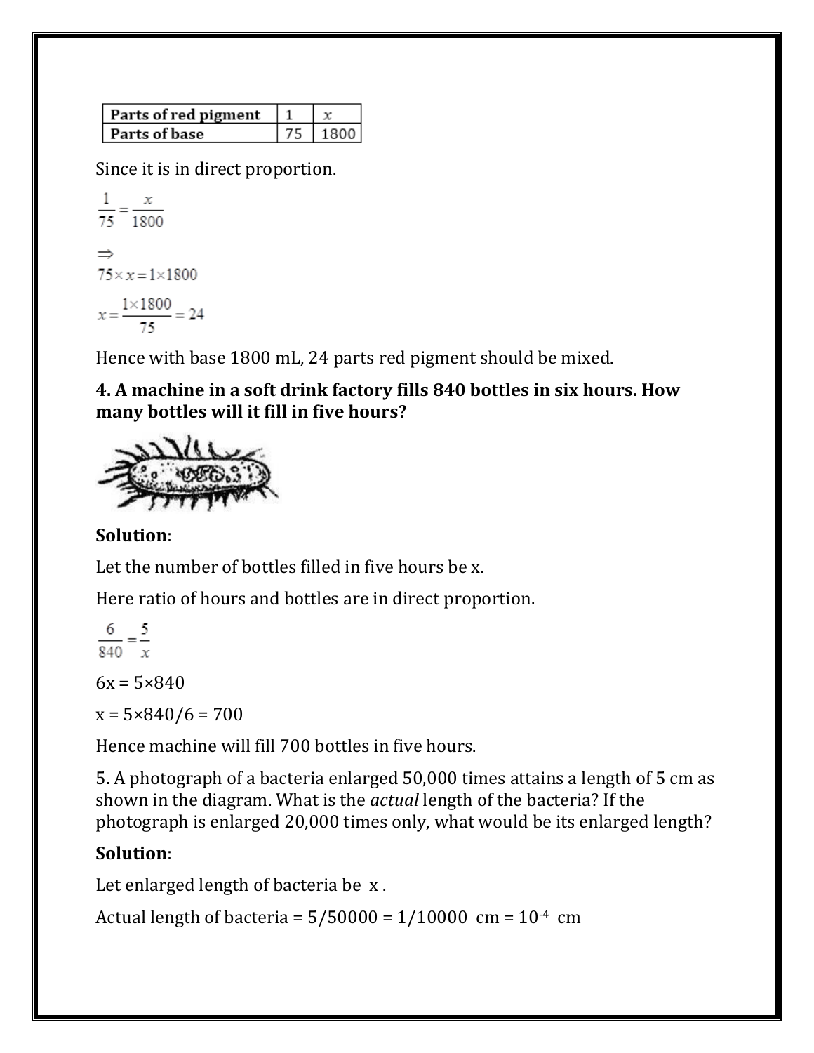| Parts of red pigment | 1 | $x$ |
| --- | --- | --- |
| Parts of base | 75 | 1800 |

Since it is in direct proportion.

$$\frac{1}{75} = \frac{x}{1800}$$

$\Rightarrow$

$$75 \times x = 1 \times 1800$$

$$x = \frac{1 \times 1800}{75} = 24$$

Hence with base 1800 mL, 24 parts red pigment should be mixed.

**4. A machine in a soft drink factory fills 840 bottles in six hours. How many bottles will it fill in five hours?**

**Solution**:

Let the number of bottles filled in five hours be x.

Here ratio of hours and bottles are in direct proportion.

$$\frac{6}{840} = \frac{5}{x}$$

$6x = 5 \times 840$

$x = 5 \times 840/6 = 700$

Hence machine will fill 700 bottles in five hours.

5. A photograph of a bacteria enlarged 50,000 times attains a length of 5 cm as shown in the diagram. What is the *actual* length of the bacteria? If the photograph is enlarged 20,000 times only, what would be its enlarged length?

**Solution**:

Let enlarged length of bacteria be x .

Actual length of bacteria = $5/50000 = 1/10000$ cm = $10^{-4}$ cm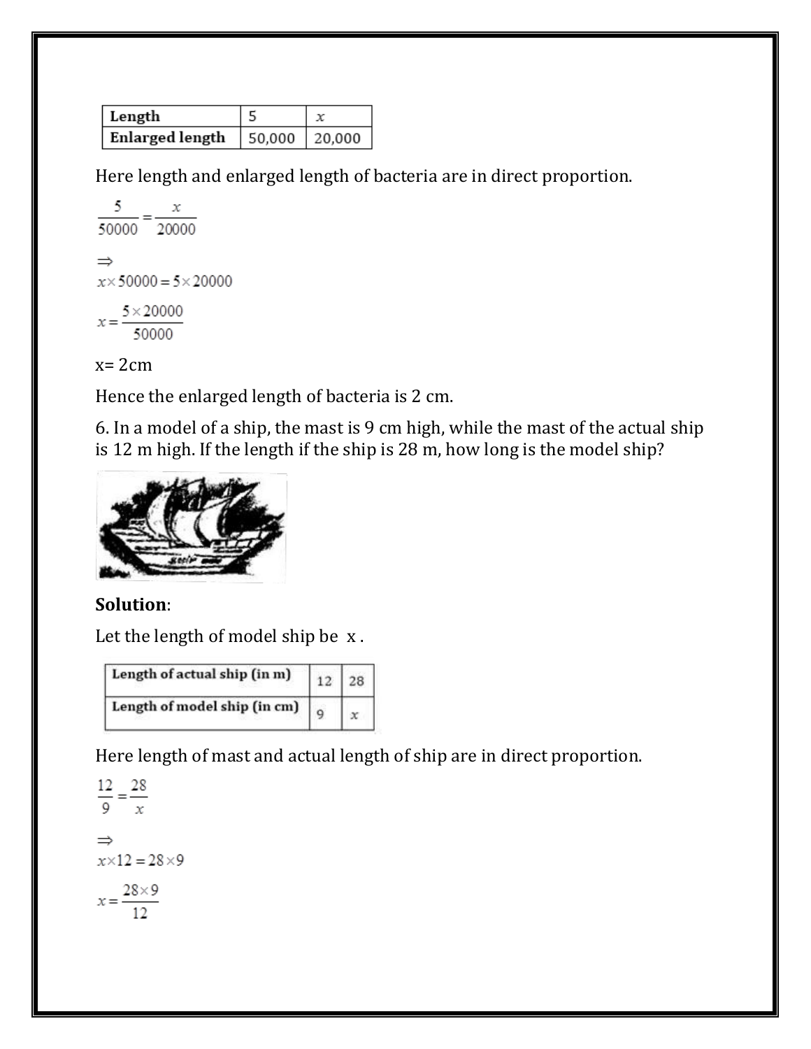| Length | 5 | $x$ |
|---|---|---|
| Enlarged length | 50,000 | 20,000 |

Here length and enlarged length of bacteria are in direct proportion.

$$\frac{5}{50000} = \frac{x}{20000}$$

$\Rightarrow$

$$x \times 50000 = 5 \times 20000$$

$$x = \frac{5 \times 20000}{50000}$$

x= 2cm

Hence the enlarged length of bacteria is 2 cm.

6. In a model of a ship, the mast is 9 cm high, while the mast of the actual ship is 12 m high. If the length if the ship is 28 m, how long is the model ship?

**Solution**:

Let the length of model ship be x .

| Length of actual ship (in m) | 12 | 28 |
|---|---|---|
| Length of model ship (in cm) | 9 | $x$ |

Here length of mast and actual length of ship are in direct proportion.

$$\frac{12}{9} = \frac{28}{x}$$

$\Rightarrow$

$$x \times 12 = 28 \times 9$$

$$x = \frac{28 \times 9}{12}$$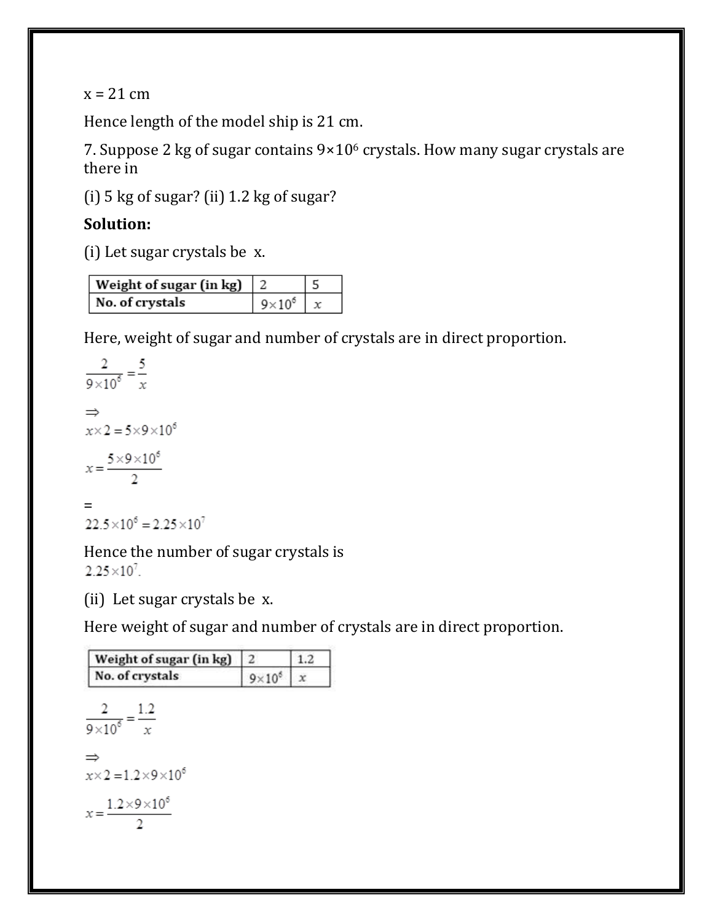x = 21 cm

Hence length of the model ship is 21 cm.

7. Suppose 2 kg of sugar contains $9 \times 10^6$ crystals. How many sugar crystals are there in

(i) 5 kg of sugar? (ii) 1.2 kg of sugar?

**Solution:**

(i) Let sugar crystals be x.

| Weight of sugar (in kg) | 2 | 5 |
|---|---|---|
| No. of crystals | $9\times10^6$ | $x$ |

Here, weight of sugar and number of crystals are in direct proportion.

$$\frac{2}{9\times10^6} = \frac{5}{x}$$

$\Rightarrow$

$$x \times 2 = 5\times9\times10^6$$

$$x = \frac{5\times9\times10^6}{2}$$

=

$$22.5\times10^6 = 2.25\times10^7$$

Hence the number of sugar crystals is $2.25\times10^7$.

(ii) Let sugar crystals be x.

Here weight of sugar and number of crystals are in direct proportion.

| Weight of sugar (in kg) | 2 | 1.2 |
|---|---|---|
| No. of crystals | $9\times10^6$ | $x$ |

$$\frac{2}{9\times10^6} = \frac{1.2}{x}$$

$\Rightarrow$

$$x \times 2 = 1.2\times9\times10^6$$

$$x = \frac{1.2\times9\times10^6}{2}$$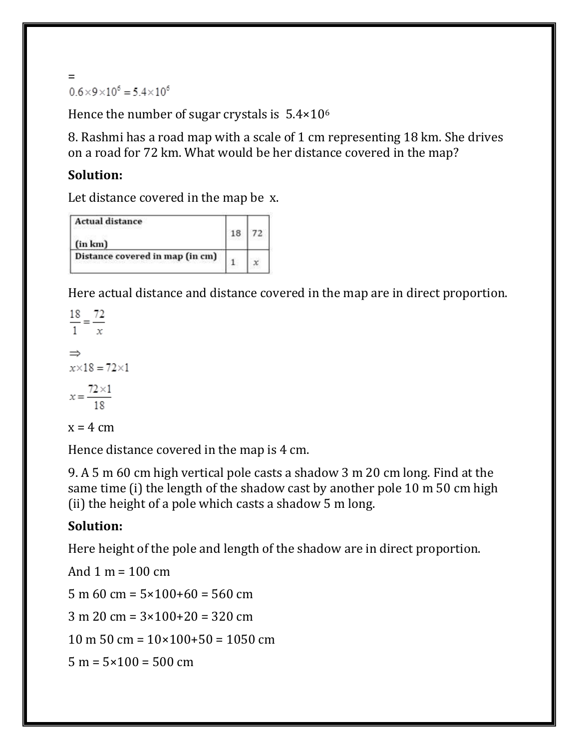=

$0.6 \times 9 \times 10^5 = 5.4 \times 10^5$

Hence the number of sugar crystals is $5.4 \times 10^6$

8. Rashmi has a road map with a scale of 1 cm representing 18 km. She drives on a road for 72 km. What would be her distance covered in the map?

**Solution:**

Let distance covered in the map be x.

| **Actual distance (in km)** | 18 | 72 |
|---|---|---|
| **Distance covered in map (in cm)** | 1 | $x$ |

Here actual distance and distance covered in the map are in direct proportion.

$$\frac{18}{1} = \frac{72}{x}$$

$\Rightarrow$

$x \times 18 = 72 \times 1$

$$x = \frac{72 \times 1}{18}$$

x = 4 cm

Hence distance covered in the map is 4 cm.

9. A 5 m 60 cm high vertical pole casts a shadow 3 m 20 cm long. Find at the same time (i) the length of the shadow cast by another pole 10 m 50 cm high (ii) the height of a pole which casts a shadow 5 m long.

**Solution:**

Here height of the pole and length of the shadow are in direct proportion.

And 1 m = 100 cm

5 m 60 cm = 5×100+60 = 560 cm

3 m 20 cm = 3×100+20 = 320 cm

10 m 50 cm = 10×100+50 = 1050 cm

5 m = 5×100 = 500 cm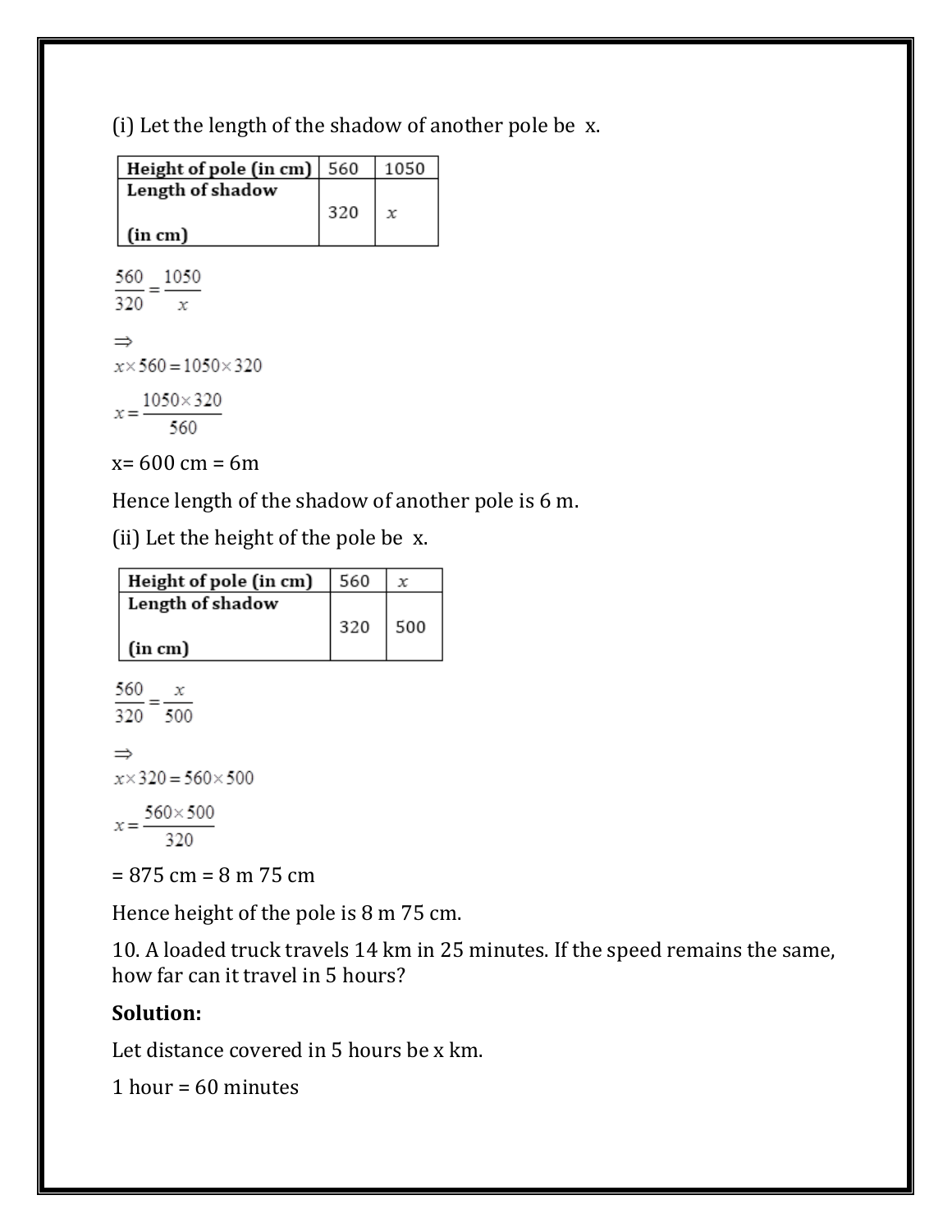(i) Let the length of the shadow of another pole be $x$.

| Height of pole (in cm) | 560 | 1050 |
|---|---|---|
| Length of shadow (in cm) | 320 | $x$ |

$$\frac{560}{320} = \frac{1050}{x}$$

$\Rightarrow$

$$x \times 560 = 1050 \times 320$$

$$x = \frac{1050 \times 320}{560}$$

x= 600 cm = 6m

Hence length of the shadow of another pole is 6 m.

(ii) Let the height of the pole be $x$.

| Height of pole (in cm) | 560 | $x$ |
|---|---|---|
| Length of shadow (in cm) | 320 | 500 |

$$\frac{560}{320} = \frac{x}{500}$$

$\Rightarrow$

$$x \times 320 = 560 \times 500$$

$$x = \frac{560 \times 500}{320}$$

= 875 cm = 8 m 75 cm

Hence height of the pole is 8 m 75 cm.

10. A loaded truck travels 14 km in 25 minutes. If the speed remains the same, how far can it travel in 5 hours?

**Solution:**

Let distance covered in 5 hours be x km.

1 hour = 60 minutes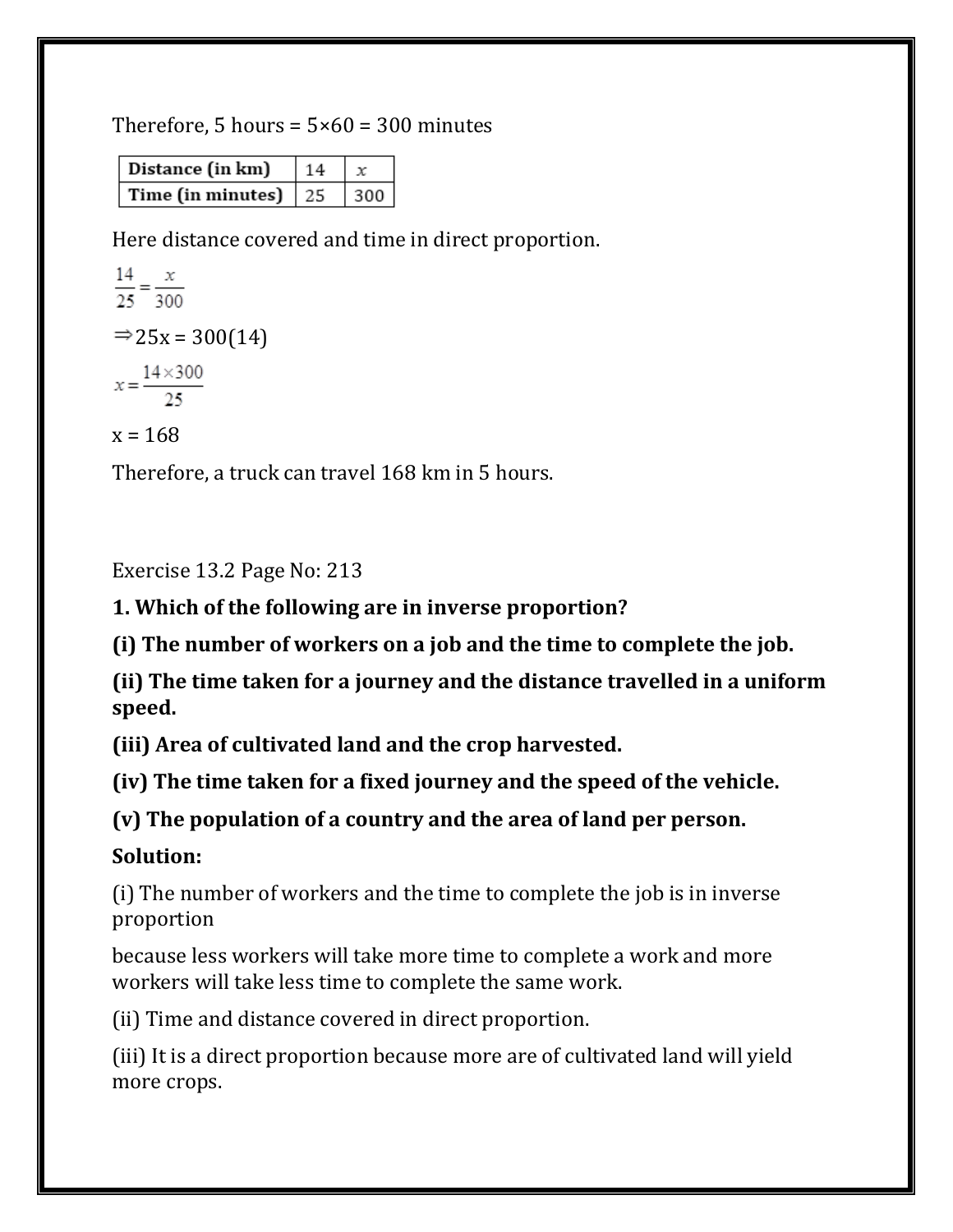Therefore, 5 hours = 5×60 = 300 minutes

| Distance (in km) | 14 | $x$ |
|---|---|---|
| Time (in minutes) | 25 | 300 |

Here distance covered and time in direct proportion.

$$\frac{14}{25} = \frac{x}{300}$$

$\Rightarrow$ 25x = 300(14)

$$x = \frac{14 \times 300}{25}$$

x = 168

Therefore, a truck can travel 168 km in 5 hours.

Exercise 13.2 Page No: 213

**1. Which of the following are in inverse proportion?**

**(i) The number of workers on a job and the time to complete the job.**

**(ii) The time taken for a journey and the distance travelled in a uniform speed.**

**(iii) Area of cultivated land and the crop harvested.**

**(iv) The time taken for a fixed journey and the speed of the vehicle.**

**(v) The population of a country and the area of land per person.**

**Solution:**

(i) The number of workers and the time to complete the job is in inverse proportion

because less workers will take more time to complete a work and more workers will take less time to complete the same work.

(ii) Time and distance covered in direct proportion.

(iii) It is a direct proportion because more are of cultivated land will yield more crops.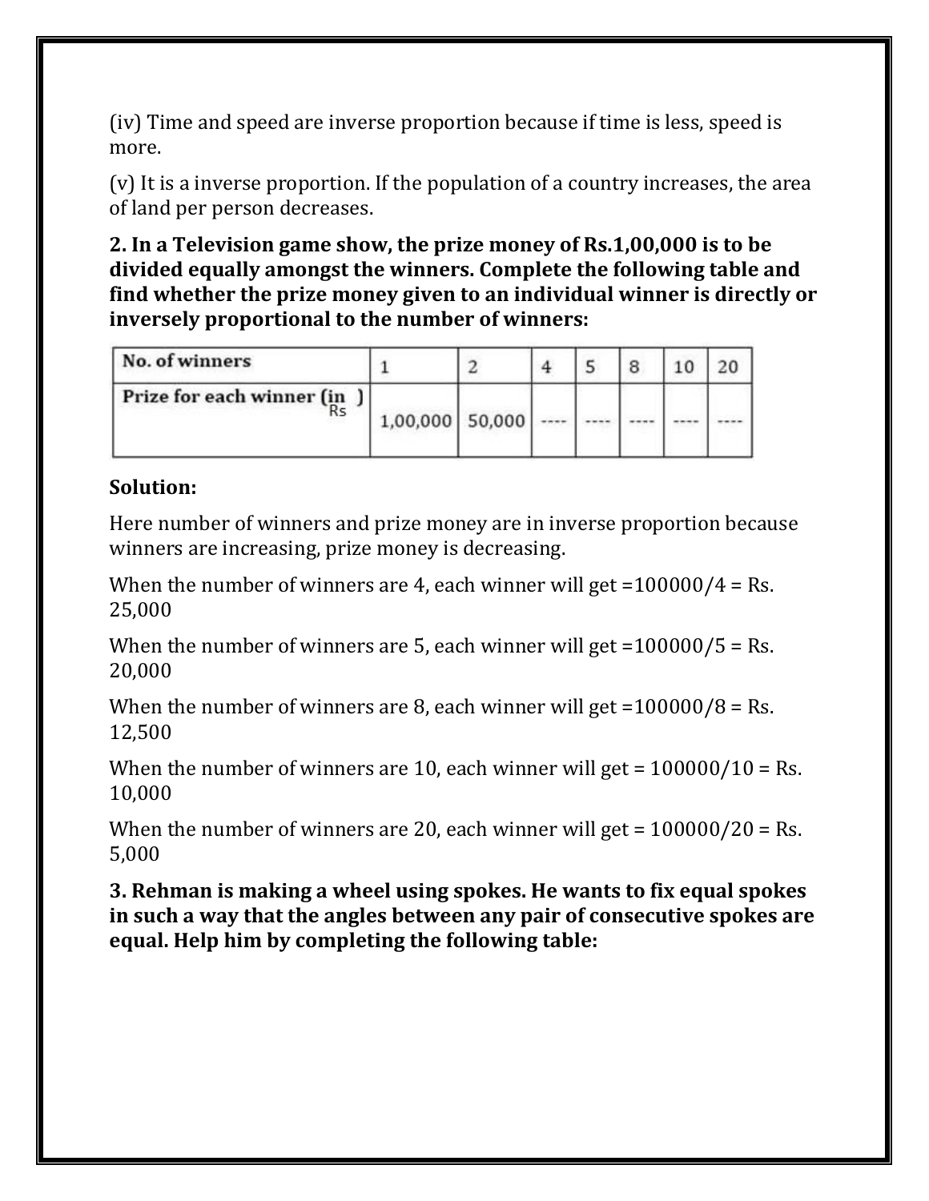(iv) Time and speed are inverse proportion because if time is less, speed is more.

(v) It is a inverse proportion. If the population of a country increases, the area of land per person decreases.

**2. In a Television game show, the prize money of Rs.1,00,000 is to be divided equally amongst the winners. Complete the following table and find whether the prize money given to an individual winner is directly or inversely proportional to the number of winners:**

| No. of winners | 1 | 2 | 4 | 5 | 8 | 10 | 20 |
|---|---|---|---|---|---|---|---|
| Prize for each winner (in Rs) | 1,00,000 | 50,000 | ---- | ---- | ---- | ---- | ---- |

**Solution:**

Here number of winners and prize money are in inverse proportion because winners are increasing, prize money is decreasing.

When the number of winners are 4, each winner will get =100000/4 = Rs. 25,000

When the number of winners are 5, each winner will get =100000/5 = Rs. 20,000

When the number of winners are 8, each winner will get =100000/8 = Rs. 12,500

When the number of winners are 10, each winner will get = 100000/10 = Rs. 10,000

When the number of winners are 20, each winner will get = 100000/20 = Rs. 5,000

**3. Rehman is making a wheel using spokes. He wants to fix equal spokes in such a way that the angles between any pair of consecutive spokes are equal. Help him by completing the following table:**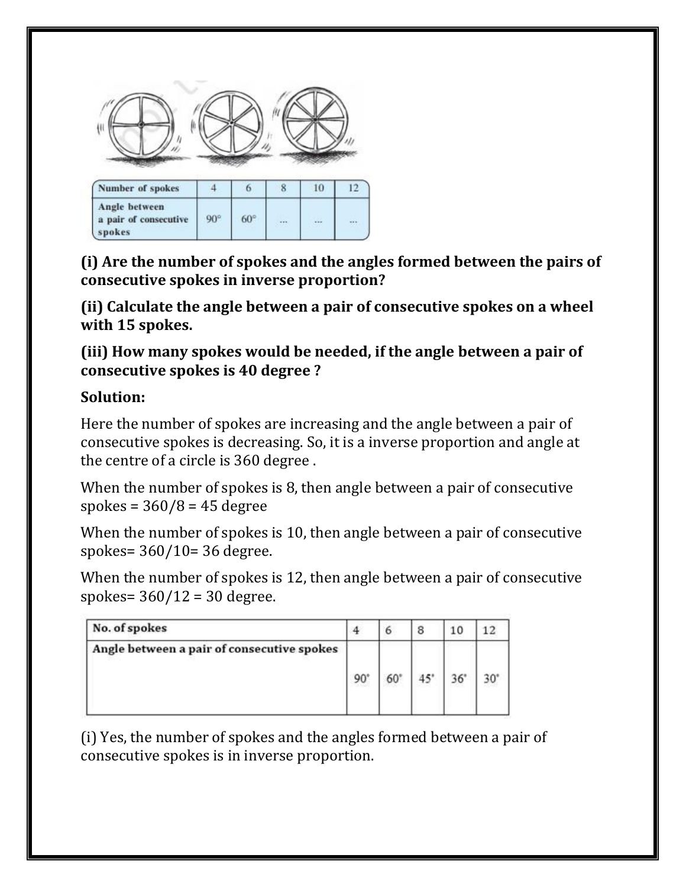| Number of spokes | 4 | 6 | 8 | 10 | 12 |
|---|---|---|---|---|---|
| Angle between a pair of consecutive spokes | 90° | 60° | ... | ... | ... |

**(i) Are the number of spokes and the angles formed between the pairs of consecutive spokes in inverse proportion?**

**(ii) Calculate the angle between a pair of consecutive spokes on a wheel with 15 spokes.**

**(iii) How many spokes would be needed, if the angle between a pair of consecutive spokes is 40 degree ?**

**Solution:**

Here the number of spokes are increasing and the angle between a pair of consecutive spokes is decreasing. So, it is a inverse proportion and angle at the centre of a circle is 360 degree .

When the number of spokes is 8, then angle between a pair of consecutive spokes = 360/8 = 45 degree

When the number of spokes is 10, then angle between a pair of consecutive spokes= 360/10= 36 degree.

When the number of spokes is 12, then angle between a pair of consecutive spokes= 360/12 = 30 degree.

| No. of spokes | 4 | 6 | 8 | 10 | 12 |
|---|---|---|---|---|---|
| Angle between a pair of consecutive spokes | 90° | 60° | 45° | 36° | 30° |

(i) Yes, the number of spokes and the angles formed between a pair of consecutive spokes is in inverse proportion.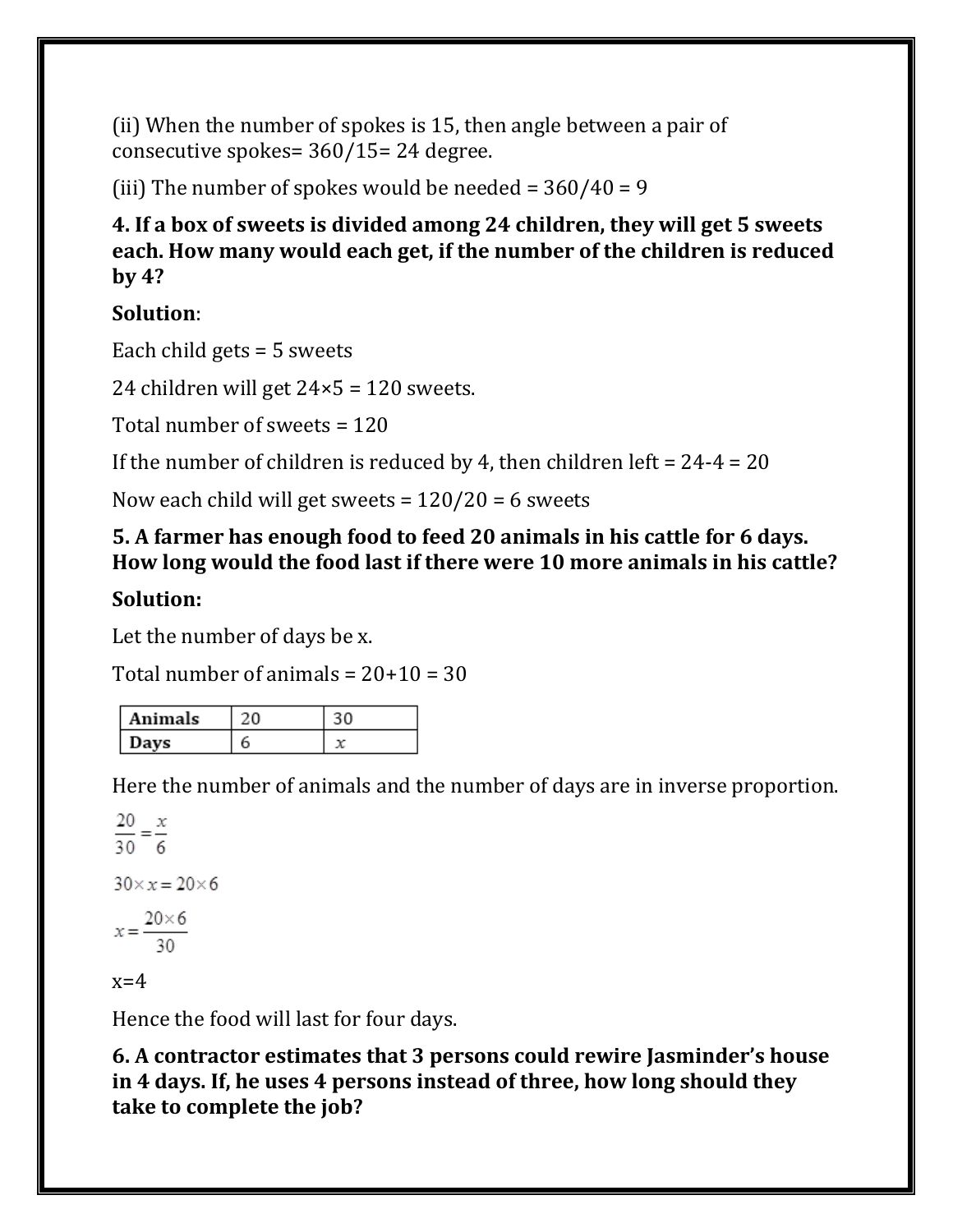(ii) When the number of spokes is 15, then angle between a pair of consecutive spokes= 360/15= 24 degree.

(iii) The number of spokes would be needed = 360/40 = 9

**4. If a box of sweets is divided among 24 children, they will get 5 sweets each. How many would each get, if the number of the children is reduced by 4?**

**Solution**:

Each child gets = 5 sweets

24 children will get 24×5 = 120 sweets.

Total number of sweets = 120

If the number of children is reduced by 4, then children left = 24-4 = 20

Now each child will get sweets = 120/20 = 6 sweets

**5. A farmer has enough food to feed 20 animals in his cattle for 6 days. How long would the food last if there were 10 more animals in his cattle?**

**Solution:**

Let the number of days be x.

Total number of animals = 20+10 = 30

| **Animals** | 20 | 30 |
|---|---|---|
| **Days** | 6 | $x$ |

Here the number of animals and the number of days are in inverse proportion.

$$\frac{20}{30} = \frac{x}{6}$$

$$30 \times x = 20 \times 6$$

$$x = \frac{20 \times 6}{30}$$

x=4

Hence the food will last for four days.

**6. A contractor estimates that 3 persons could rewire Jasminder's house in 4 days. If, he uses 4 persons instead of three, how long should they take to complete the job?**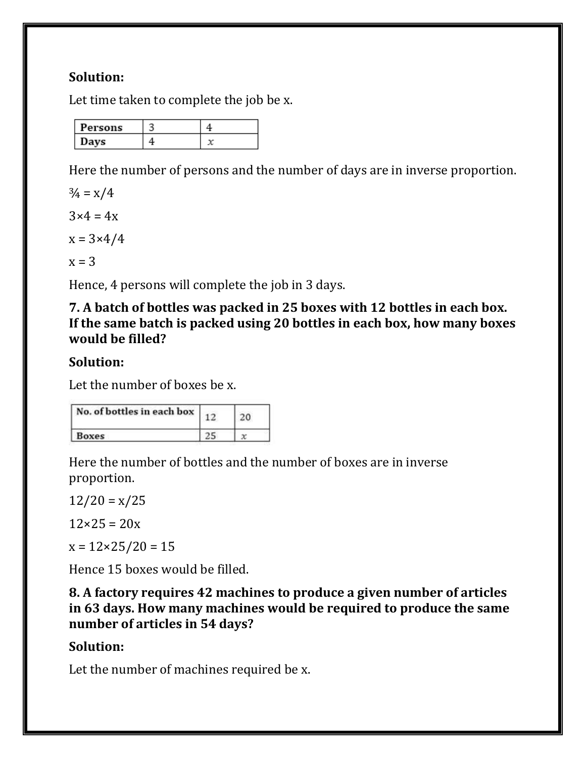**Solution:**

Let time taken to complete the job be x.

| Persons | 3 | 4 |
|---|---|---|
| Days | 4 | $x$ |

Here the number of persons and the number of days are in inverse proportion.

$\frac{3}{4} = x/4$

$3 \times 4 = 4x$

$x = 3 \times 4/4$

$x = 3$

Hence, 4 persons will complete the job in 3 days.

**7. A batch of bottles was packed in 25 boxes with 12 bottles in each box. If the same batch is packed using 20 bottles in each box, how many boxes would be filled?**

**Solution:**

Let the number of boxes be x.

| No. of bottles in each box | 12 | 20 |
|---|---|---|
| Boxes | 25 | $x$ |

Here the number of bottles and the number of boxes are in inverse proportion.

$12/20 = x/25$

$12 \times 25 = 20x$

$x = 12 \times 25/20 = 15$

Hence 15 boxes would be filled.

**8. A factory requires 42 machines to produce a given number of articles in 63 days. How many machines would be required to produce the same number of articles in 54 days?**

**Solution:**

Let the number of machines required be x.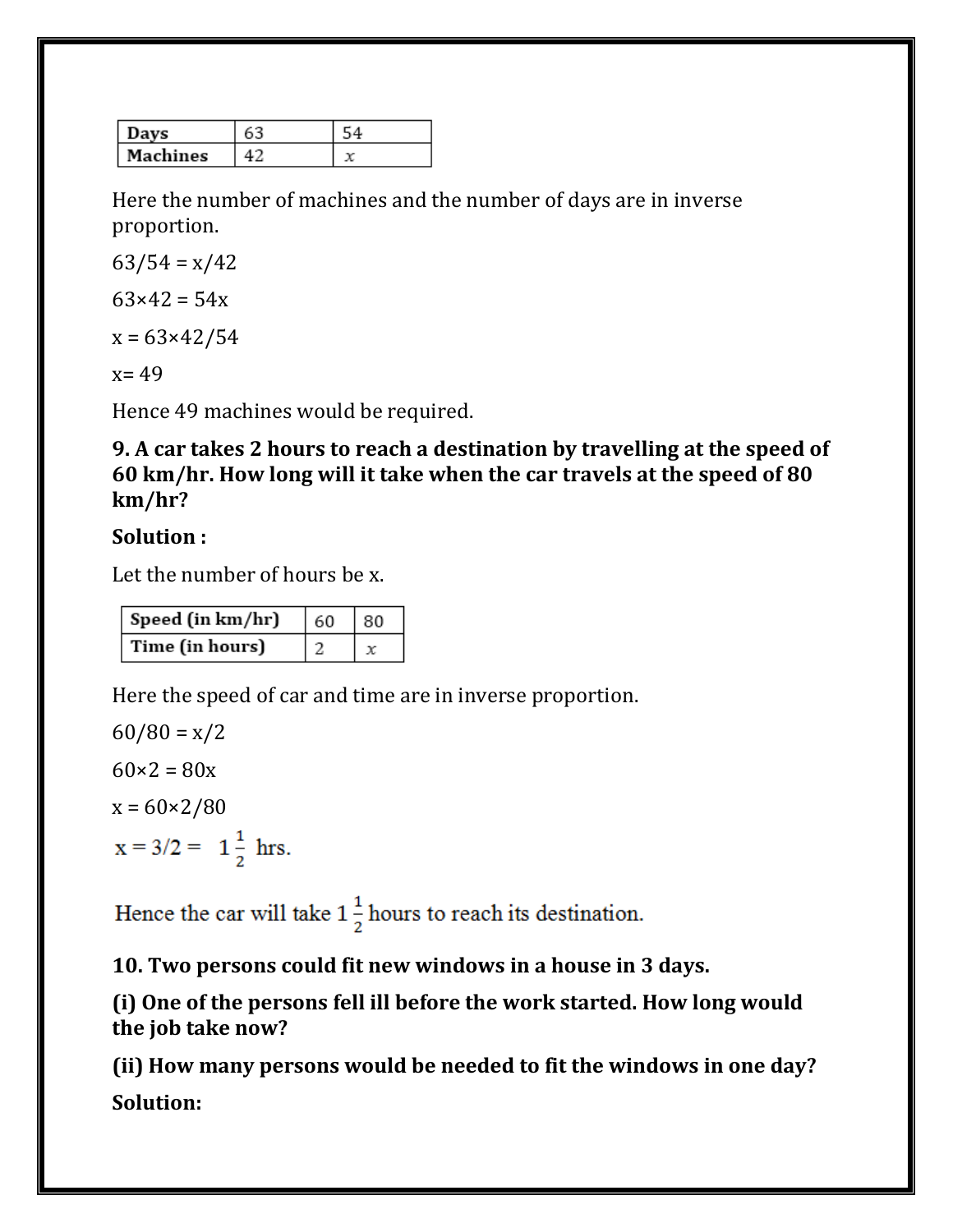| Days | 63 | 54 |
|---|---|---|
| Machines | 42 | $x$ |

Here the number of machines and the number of days are in inverse proportion.

$63/54 = x/42$

$63 \times 42 = 54x$

$x = 63 \times 42/54$

$x = 49$

Hence 49 machines would be required.

**9. A car takes 2 hours to reach a destination by travelling at the speed of 60 km/hr. How long will it take when the car travels at the speed of 80 km/hr?**

**Solution :**

Let the number of hours be x.

| Speed (in km/hr) | 60 | 80 |
|---|---|---|
| Time (in hours) | 2 | $x$ |

Here the speed of car and time are in inverse proportion.

$60/80 = x/2$

$60 \times 2 = 80x$

$x = 60 \times 2/80$

$x = 3/2 = 1\frac{1}{2}$ hrs.

Hence the car will take $1\frac{1}{2}$ hours to reach its destination.

**10. Two persons could fit new windows in a house in 3 days.**

**(i) One of the persons fell ill before the work started. How long would the job take now?**

**(ii) How many persons would be needed to fit the windows in one day?**

**Solution:**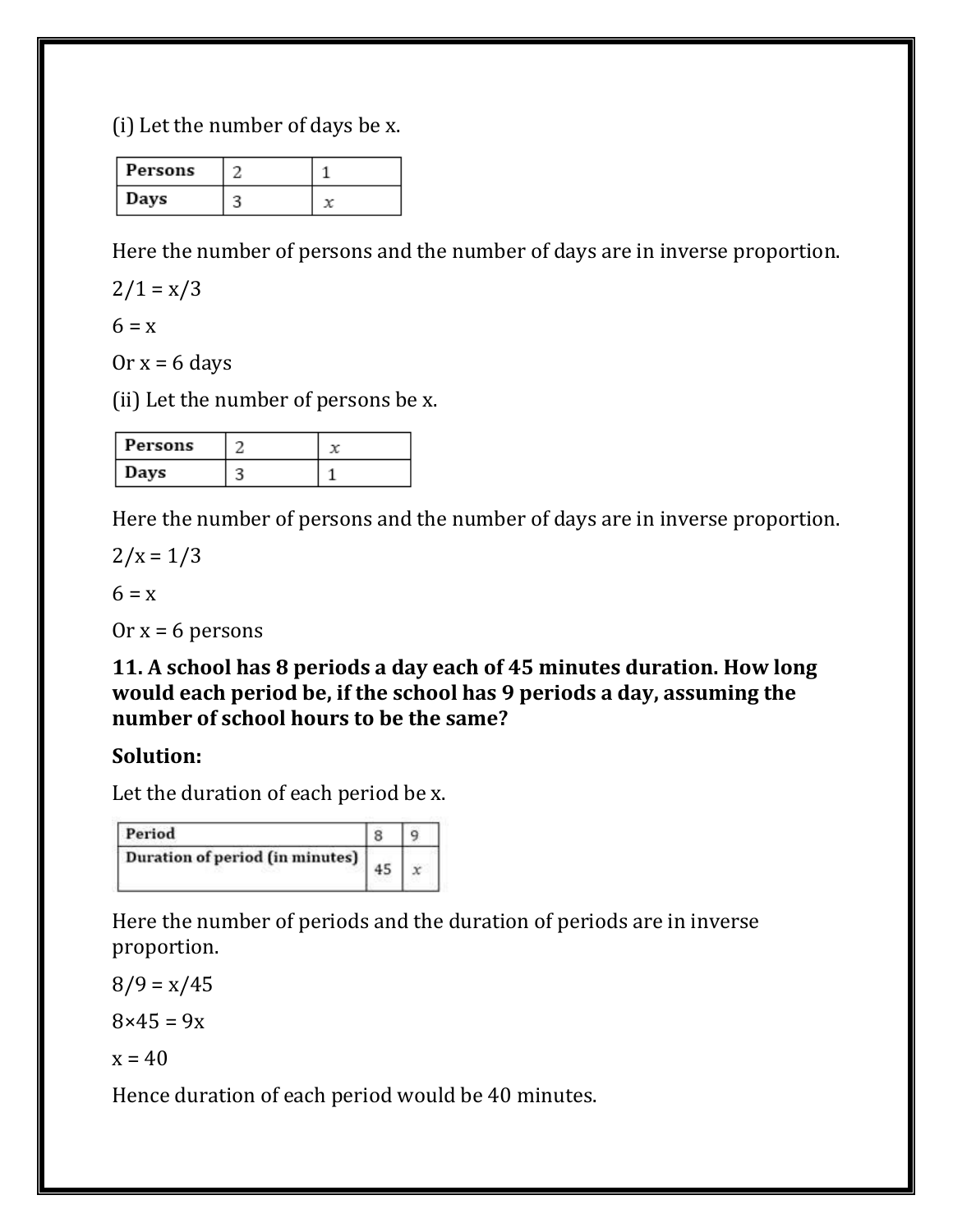(i) Let the number of days be x.

| Persons | 2 | 1 |
|---|---|---|
| Days | 3 | $x$ |

Here the number of persons and the number of days are in inverse proportion.

$2/1 = x/3$

$6 = x$

Or $x = 6$ days

(ii) Let the number of persons be x.

| Persons | 2 | $x$ |
|---|---|---|
| Days | 3 | 1 |

Here the number of persons and the number of days are in inverse proportion.

$2/x = 1/3$

$6 = x$

Or $x = 6$ persons

**11. A school has 8 periods a day each of 45 minutes duration. How long would each period be, if the school has 9 periods a day, assuming the number of school hours to be the same?**

**Solution:**

Let the duration of each period be x.

| Period | 8 | 9 |
|---|---|---|
| Duration of period (in minutes) | 45 | $x$ |

Here the number of periods and the duration of periods are in inverse proportion.

$8/9 = x/45$

$8 \times 45 = 9x$

$x = 40$

Hence duration of each period would be 40 minutes.